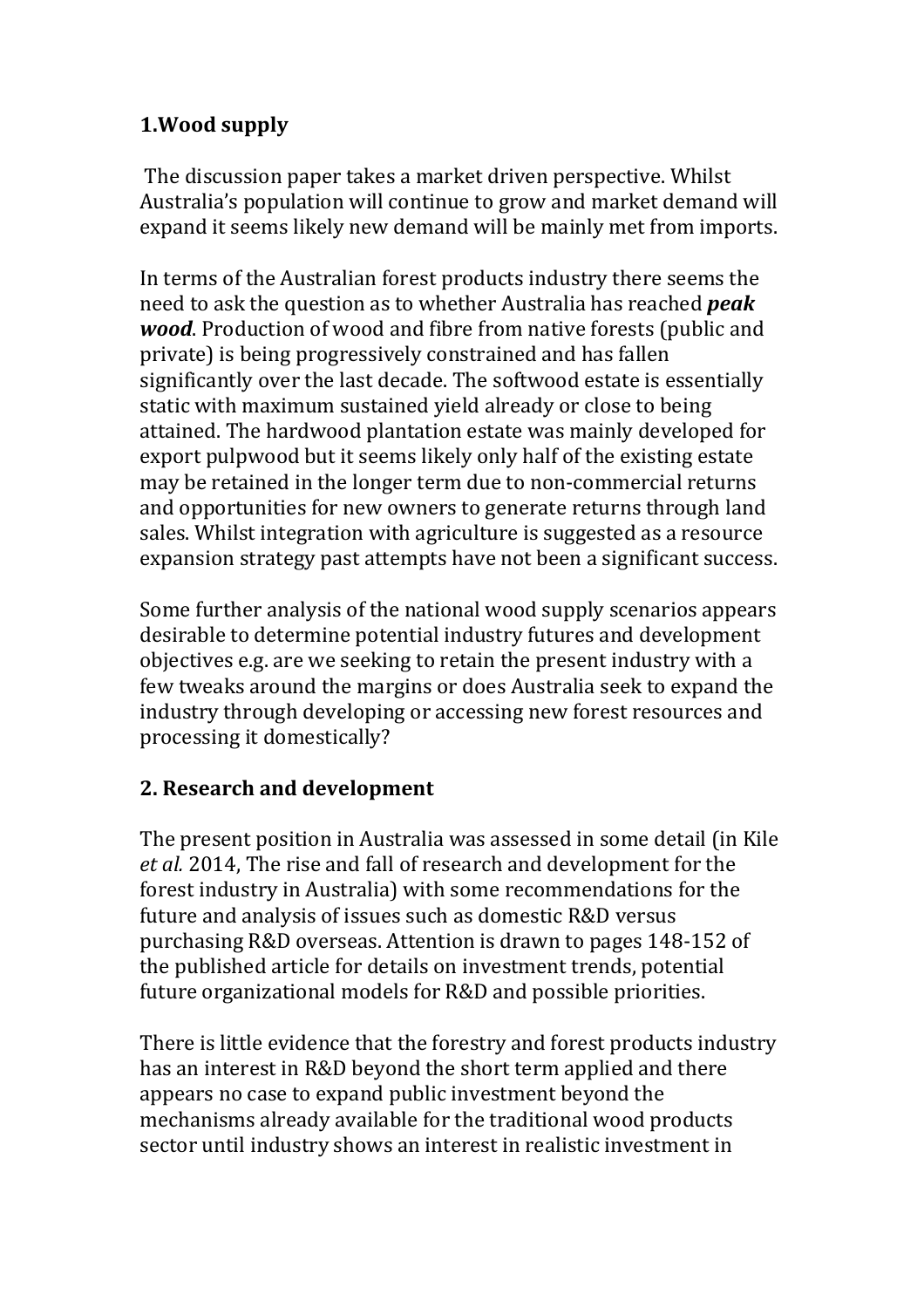## 1.Wood supply

The discussion paper takes a market driven perspective. Whilst Australia's population will continue to grow and market demand will expand it seems likely new demand will be mainly met from imports.

In terms of the Australian forest products industry there seems the need to ask the question as to whether Australia has reached ***peak wood***. Production of wood and fibre from native forests (public and private) is being progressively constrained and has fallen significantly over the last decade. The softwood estate is essentially static with maximum sustained yield already or close to being attained. The hardwood plantation estate was mainly developed for export pulpwood but it seems likely only half of the existing estate may be retained in the longer term due to non-commercial returns and opportunities for new owners to generate returns through land sales. Whilst integration with agriculture is suggested as a resource expansion strategy past attempts have not been a significant success.

Some further analysis of the national wood supply scenarios appears desirable to determine potential industry futures and development objectives e.g. are we seeking to retain the present industry with a few tweaks around the margins or does Australia seek to expand the industry through developing or accessing new forest resources and processing it domestically?

## 2. Research and development

The present position in Australia was assessed in some detail (in Kile *et al.* 2014, The rise and fall of research and development for the forest industry in Australia) with some recommendations for the future and analysis of issues such as domestic R&D versus purchasing R&D overseas. Attention is drawn to pages 148-152 of the published article for details on investment trends, potential future organizational models for R&D and possible priorities.

There is little evidence that the forestry and forest products industry has an interest in R&D beyond the short term applied and there appears no case to expand public investment beyond the mechanisms already available for the traditional wood products sector until industry shows an interest in realistic investment in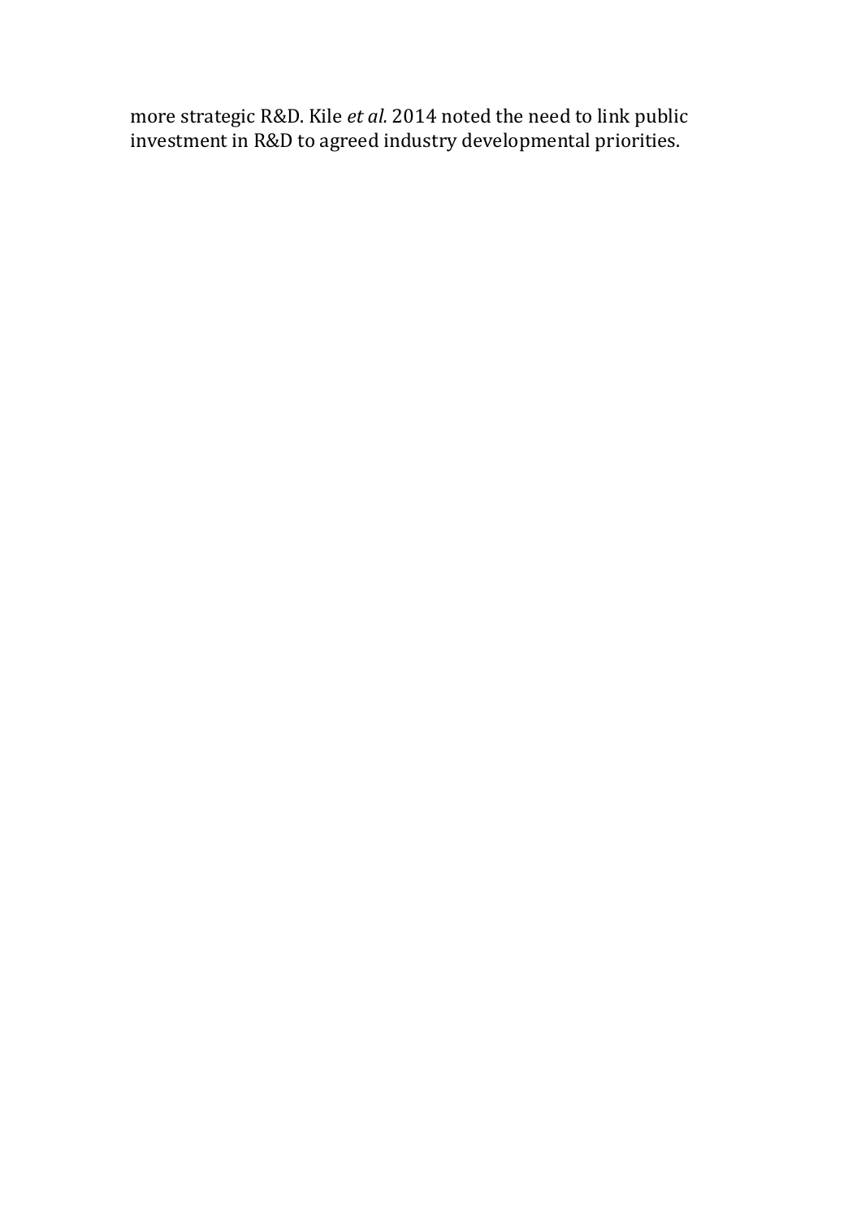more strategic R&D. Kile *et al.* 2014 noted the need to link public investment in R&D to agreed industry developmental priorities.